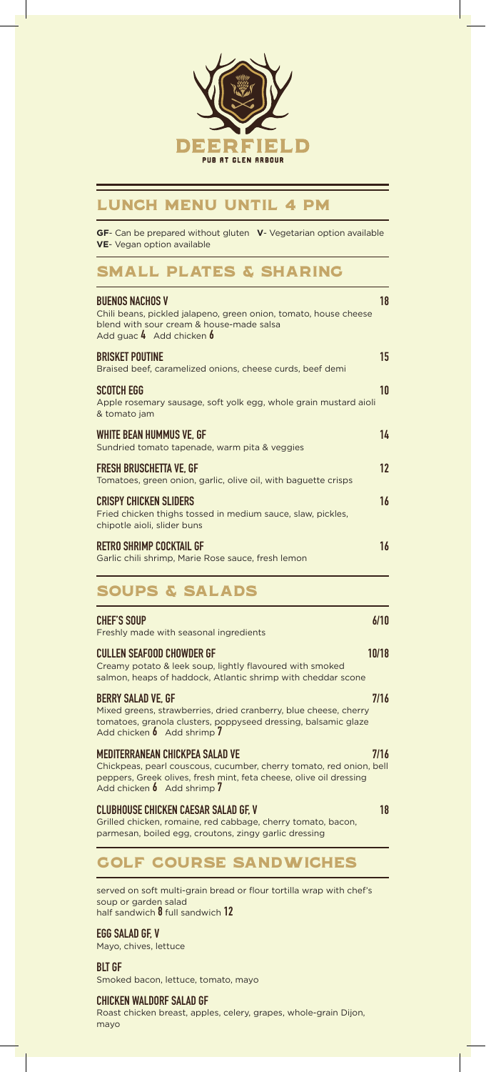# DEERFIELD

PUB AT GLEN ARBOUR

## LUNCH MENU UNTIL 4 PM

**GF**- Can be prepared without gluten **V**- Vegetarian option available
**VE**- Vegan option available

## SMALL PLATES & SHARING

**BUENOS NACHOS V** **18**
Chili beans, pickled jalapeno, green onion, tomato, house cheese blend with sour cream & house-made salsa
Add guac **4** Add chicken **6**

**BRISKET POUTINE** **15**
Braised beef, caramelized onions, cheese curds, beef demi

**SCOTCH EGG** **10**
Apple rosemary sausage, soft yolk egg, whole grain mustard aioli & tomato jam

**WHITE BEAN HUMMUS VE, GF** **14**
Sundried tomato tapenade, warm pita & veggies

**FRESH BRUSCHETTA VE, GF** **12**
Tomatoes, green onion, garlic, olive oil, with baguette crisps

**CRISPY CHICKEN SLIDERS** **16**
Fried chicken thighs tossed in medium sauce, slaw, pickles, chipotle aioli, slider buns

**RETRO SHRIMP COCKTAIL GF** **16**
Garlic chili shrimp, Marie Rose sauce, fresh lemon

## SOUPS & SALADS

**CHEF'S SOUP** **6/10**
Freshly made with seasonal ingredients

**CULLEN SEAFOOD CHOWDER GF** **10/18**
Creamy potato & leek soup, lightly flavoured with smoked salmon, heaps of haddock, Atlantic shrimp with cheddar scone

**BERRY SALAD VE, GF** **7/16**
Mixed greens, strawberries, dried cranberry, blue cheese, cherry tomatoes, granola clusters, poppyseed dressing, balsamic glaze
Add chicken **6** Add shrimp **7**

**MEDITERRANEAN CHICKPEA SALAD VE** **7/16**
Chickpeas, pearl couscous, cucumber, cherry tomato, red onion, bell peppers, Greek olives, fresh mint, feta cheese, olive oil dressing
Add chicken **6** Add shrimp **7**

**CLUBHOUSE CHICKEN CAESAR SALAD GF, V** **18**
Grilled chicken, romaine, red cabbage, cherry tomato, bacon, parmesan, boiled egg, croutons, zingy garlic dressing

## GOLF COURSE SANDWICHES

served on soft multi-grain bread or flour tortilla wrap with chef's soup or garden salad
half sandwich **8** full sandwich **12**

**EGG SALAD GF, V**
Mayo, chives, lettuce

**BLT GF**
Smoked bacon, lettuce, tomato, mayo

**CHICKEN WALDORF SALAD GF**
Roast chicken breast, apples, celery, grapes, whole-grain Dijon, mayo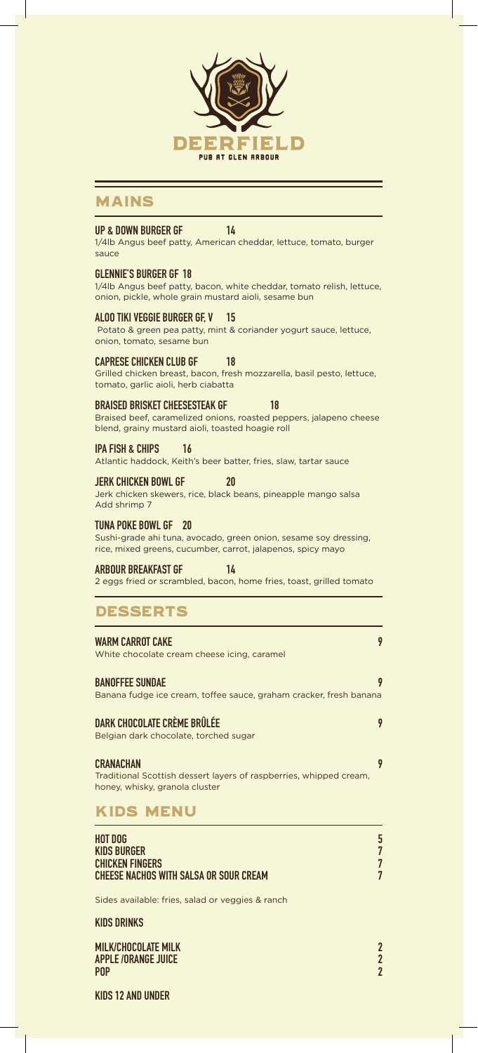# DEERFIELD

PUB AT GLEN ARBOUR

## MAINS

**UP & DOWN BURGER GF** 14

1/4lb Angus beef patty, American cheddar, lettuce, tomato, burger sauce

**GLENNIE'S BURGER GF** 18

1/4lb Angus beef patty, bacon, white cheddar, tomato relish, lettuce, onion, pickle, whole grain mustard aioli, sesame bun

**ALOO TIKI VEGGIE BURGER GF, V** 15

Potato & green pea patty, mint & coriander yogurt sauce, lettuce, onion, tomato, sesame bun

**CAPRESE CHICKEN CLUB GF** 18

Grilled chicken breast, bacon, fresh mozzarella, basil pesto, lettuce, tomato, garlic aioli, herb ciabatta

**BRAISED BRISKET CHEESESTEAK GF** 18

Braised beef, caramelized onions, roasted peppers, jalapeno cheese blend, grainy mustard aioli, toasted hoagie roll

**IPA FISH & CHIPS** 16

Atlantic haddock, Keith's beer batter, fries, slaw, tartar sauce

**JERK CHICKEN BOWL GF** 20

Jerk chicken skewers, rice, black beans, pineapple mango salsa
Add shrimp 7

**TUNA POKE BOWL GF** 20

Sushi-grade ahi tuna, avocado, green onion, sesame soy dressing, rice, mixed greens, cucumber, carrot, jalapenos, spicy mayo

**ARBOUR BREAKFAST GF** 14

2 eggs fried or scrambled, bacon, home fries, toast, grilled tomato

## DESSERTS

**WARM CARROT CAKE** 9

White chocolate cream cheese icing, caramel

**BANOFFEE SUNDAE** 9

Banana fudge ice cream, toffee sauce, graham cracker, fresh banana

**DARK CHOCOLATE CRÈME BRÛLÉE** 9

Belgian dark chocolate, torched sugar

**CRANACHAN** 9

Traditional Scottish dessert layers of raspberries, whipped cream, honey, whisky, granola cluster

## KIDS MENU

| | |
|---|---|
| **HOT DOG** | 5 |
| **KIDS BURGER** | 7 |
| **CHICKEN FINGERS** | 7 |
| **CHEESE NACHOS WITH SALSA OR SOUR CREAM** | 7 |

Sides available: fries, salad or veggies & ranch

**KIDS DRINKS**

| | |
|---|---|
| **MILK/CHOCOLATE MILK** | 2 |
| **APPLE /ORANGE JUICE** | 2 |
| **POP** | 2 |

**KIDS 12 AND UNDER**